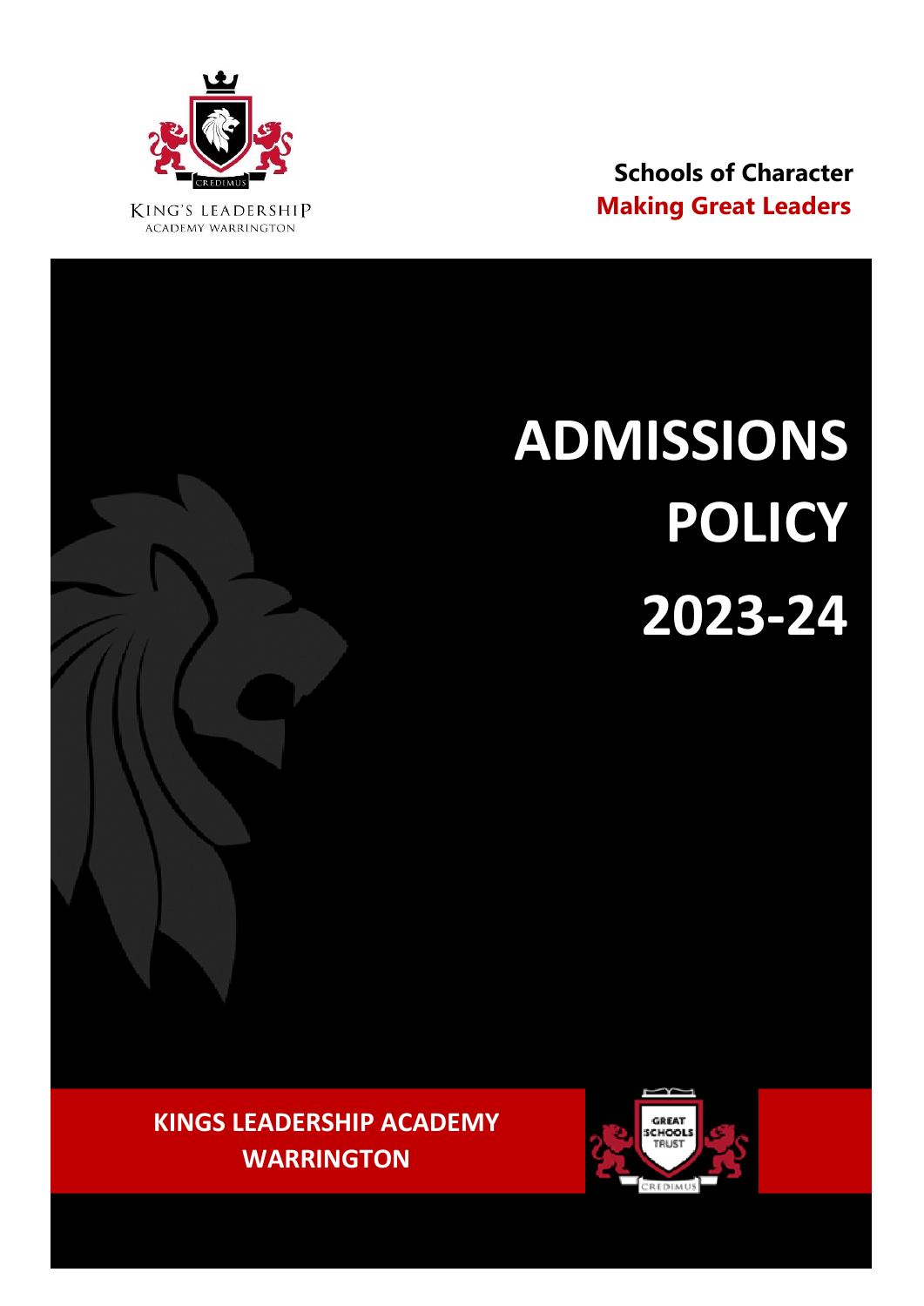KING'S LEADERSHIP ACADEMY WARRINGTON

CREDIMUS

**Schools of Character**
**Making Great Leaders**

# ADMISSIONS POLICY 2023-24

**KINGS LEADERSHIP ACADEMY WARRINGTON**

GREAT SCHOOLS TRUST

CREDIMUS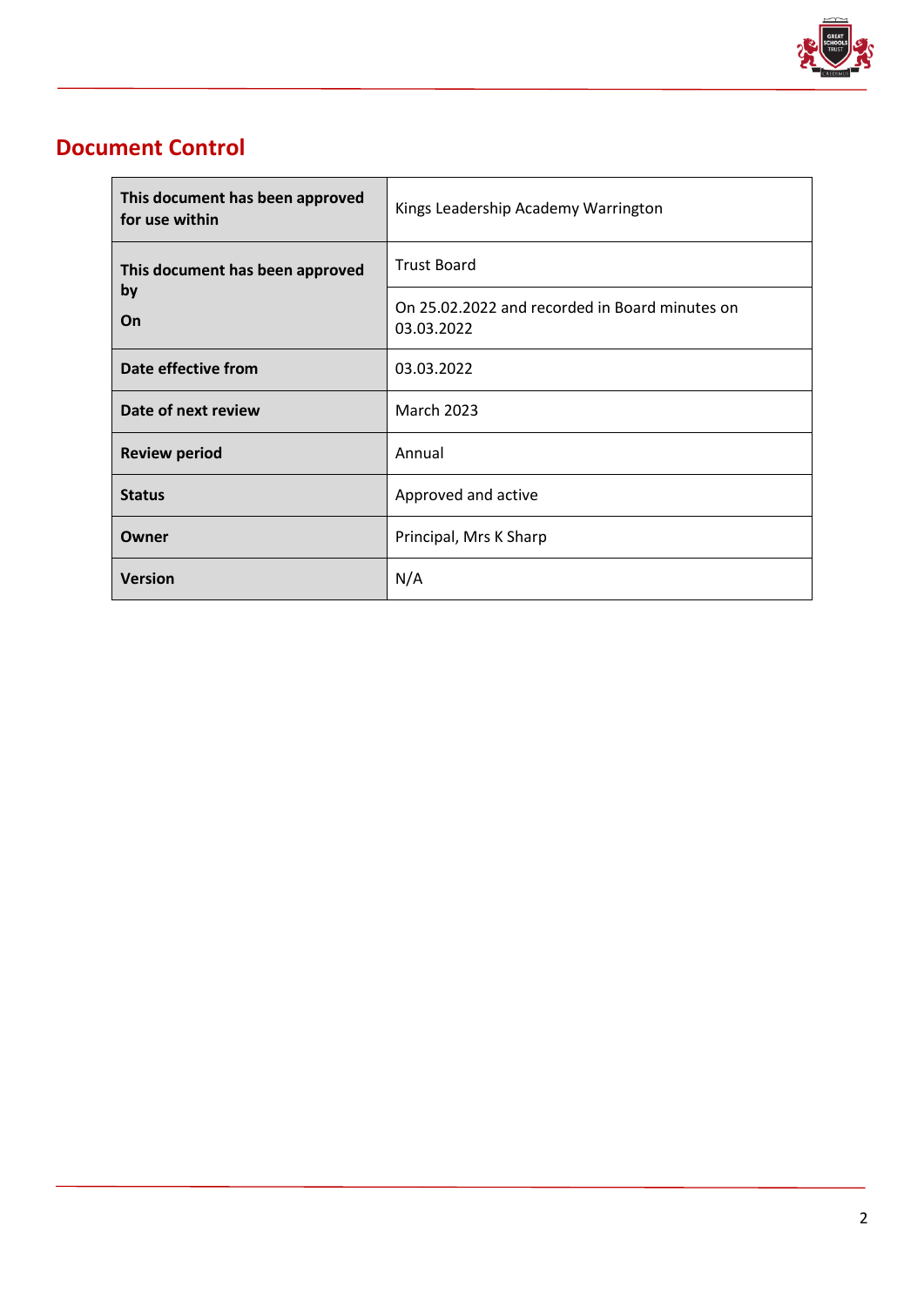## Document Control

| | |
|---|---|
| **This document has been approved for use within** | Kings Leadership Academy Warrington |
| **This document has been approved by** | Trust Board |
| **On** | On 25.02.2022 and recorded in Board minutes on 03.03.2022 |
| **Date effective from** | 03.03.2022 |
| **Date of next review** | March 2023 |
| **Review period** | Annual |
| **Status** | Approved and active |
| **Owner** | Principal, Mrs K Sharp |
| **Version** | N/A |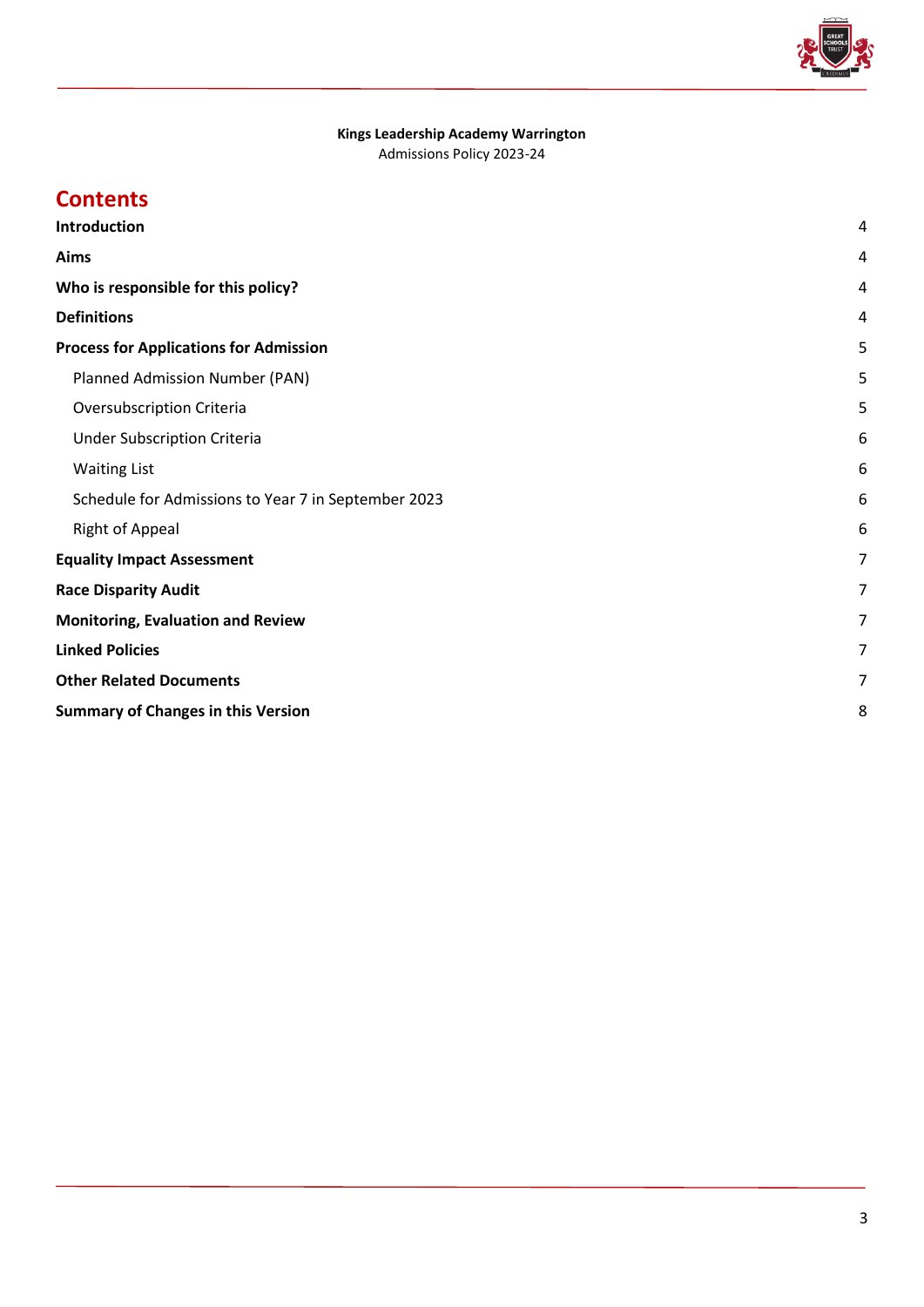**Kings Leadership Academy Warrington**
Admissions Policy 2023-24

## Contents

| | |
|---|---|
| **Introduction** | 4 |
| **Aims** | 4 |
| **Who is responsible for this policy?** | 4 |
| **Definitions** | 4 |
| **Process for Applications for Admission** | 5 |
| Planned Admission Number (PAN) | 5 |
| Oversubscription Criteria | 5 |
| Under Subscription Criteria | 6 |
| Waiting List | 6 |
| Schedule for Admissions to Year 7 in September 2023 | 6 |
| Right of Appeal | 6 |
| **Equality Impact Assessment** | 7 |
| **Race Disparity Audit** | 7 |
| **Monitoring, Evaluation and Review** | 7 |
| **Linked Policies** | 7 |
| **Other Related Documents** | 7 |
| **Summary of Changes in this Version** | 8 |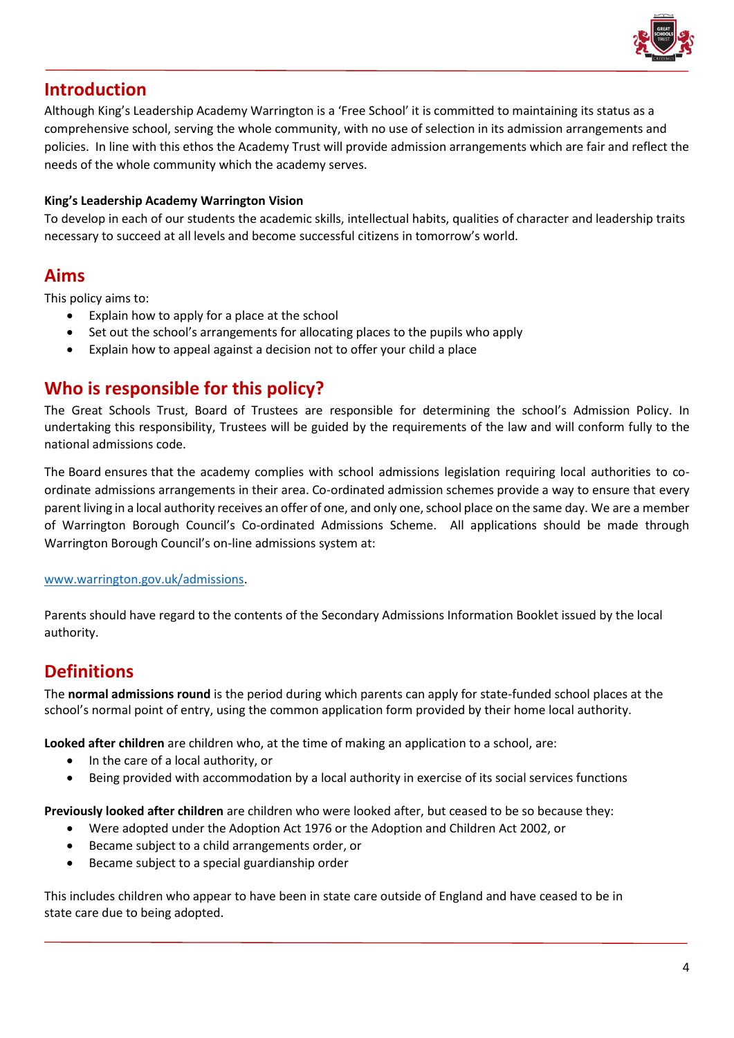## Introduction

Although King's Leadership Academy Warrington is a 'Free School' it is committed to maintaining its status as a comprehensive school, serving the whole community, with no use of selection in its admission arrangements and policies. In line with this ethos the Academy Trust will provide admission arrangements which are fair and reflect the needs of the whole community which the academy serves.

**King's Leadership Academy Warrington Vision**

To develop in each of our students the academic skills, intellectual habits, qualities of character and leadership traits necessary to succeed at all levels and become successful citizens in tomorrow's world.

## Aims

This policy aims to:

- Explain how to apply for a place at the school
- Set out the school's arrangements for allocating places to the pupils who apply
- Explain how to appeal against a decision not to offer your child a place

## Who is responsible for this policy?

The Great Schools Trust, Board of Trustees are responsible for determining the school's Admission Policy. In undertaking this responsibility, Trustees will be guided by the requirements of the law and will conform fully to the national admissions code.

The Board ensures that the academy complies with school admissions legislation requiring local authorities to co-ordinate admissions arrangements in their area. Co-ordinated admission schemes provide a way to ensure that every parent living in a local authority receives an offer of one, and only one, school place on the same day. We are a member of Warrington Borough Council's Co-ordinated Admissions Scheme. All applications should be made through Warrington Borough Council's on-line admissions system at:

[www.warrington.gov.uk/admissions](http://www.warrington.gov.uk/admissions).

Parents should have regard to the contents of the Secondary Admissions Information Booklet issued by the local authority.

## Definitions

The **normal admissions round** is the period during which parents can apply for state-funded school places at the school's normal point of entry, using the common application form provided by their home local authority.

**Looked after children** are children who, at the time of making an application to a school, are:

- In the care of a local authority, or
- Being provided with accommodation by a local authority in exercise of its social services functions

**Previously looked after children** are children who were looked after, but ceased to be so because they:

- Were adopted under the Adoption Act 1976 or the Adoption and Children Act 2002, or
- Became subject to a child arrangements order, or
- Became subject to a special guardianship order

This includes children who appear to have been in state care outside of England and have ceased to be in state care due to being adopted.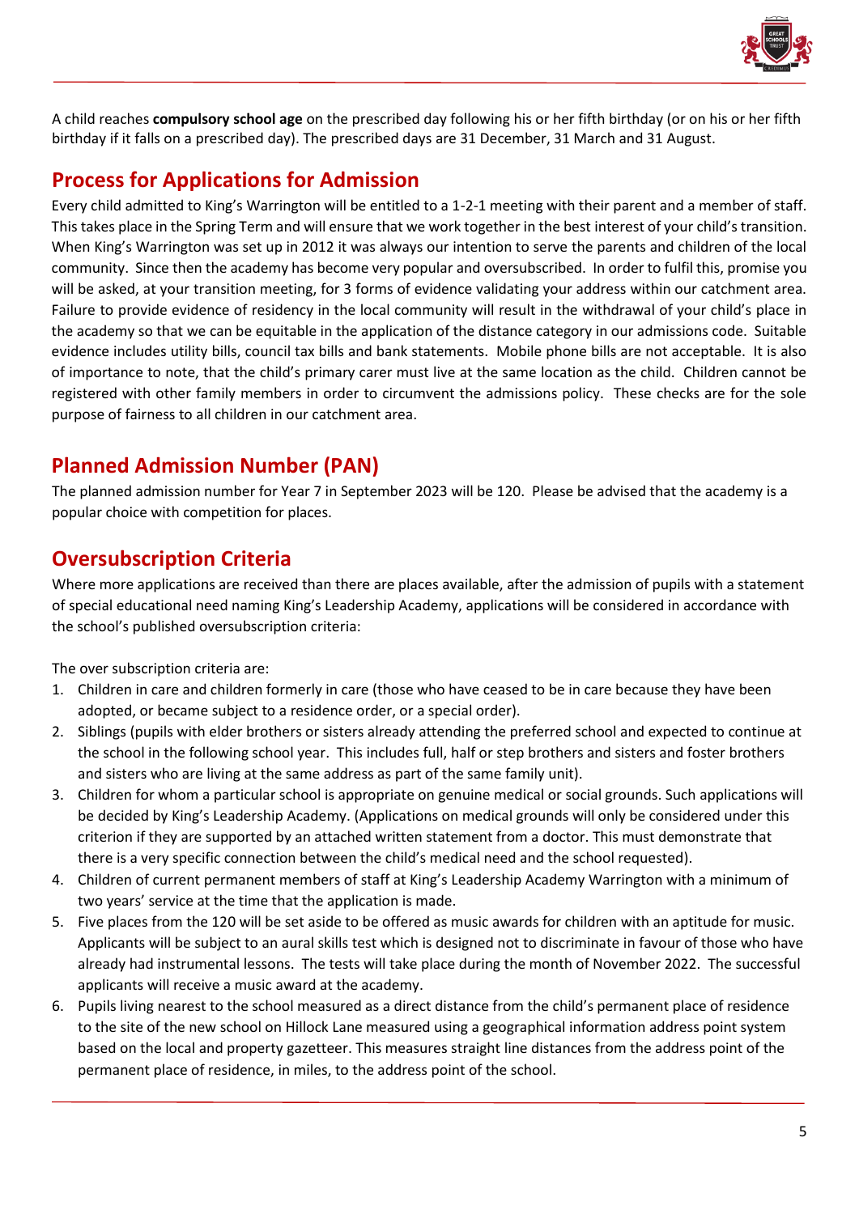A child reaches **compulsory school age** on the prescribed day following his or her fifth birthday (or on his or her fifth birthday if it falls on a prescribed day). The prescribed days are 31 December, 31 March and 31 August.

## Process for Applications for Admission

Every child admitted to King's Warrington will be entitled to a 1-2-1 meeting with their parent and a member of staff. This takes place in the Spring Term and will ensure that we work together in the best interest of your child's transition. When King's Warrington was set up in 2012 it was always our intention to serve the parents and children of the local community. Since then the academy has become very popular and oversubscribed. In order to fulfil this, promise you will be asked, at your transition meeting, for 3 forms of evidence validating your address within our catchment area. Failure to provide evidence of residency in the local community will result in the withdrawal of your child's place in the academy so that we can be equitable in the application of the distance category in our admissions code. Suitable evidence includes utility bills, council tax bills and bank statements. Mobile phone bills are not acceptable. It is also of importance to note, that the child's primary carer must live at the same location as the child. Children cannot be registered with other family members in order to circumvent the admissions policy. These checks are for the sole purpose of fairness to all children in our catchment area.

## Planned Admission Number (PAN)

The planned admission number for Year 7 in September 2023 will be 120. Please be advised that the academy is a popular choice with competition for places.

## Oversubscription Criteria

Where more applications are received than there are places available, after the admission of pupils with a statement of special educational need naming King's Leadership Academy, applications will be considered in accordance with the school's published oversubscription criteria:

The over subscription criteria are:

1. Children in care and children formerly in care (those who have ceased to be in care because they have been adopted, or became subject to a residence order, or a special order).
2. Siblings (pupils with elder brothers or sisters already attending the preferred school and expected to continue at the school in the following school year. This includes full, half or step brothers and sisters and foster brothers and sisters who are living at the same address as part of the same family unit).
3. Children for whom a particular school is appropriate on genuine medical or social grounds. Such applications will be decided by King's Leadership Academy. (Applications on medical grounds will only be considered under this criterion if they are supported by an attached written statement from a doctor. This must demonstrate that there is a very specific connection between the child's medical need and the school requested).
4. Children of current permanent members of staff at King's Leadership Academy Warrington with a minimum of two years' service at the time that the application is made.
5. Five places from the 120 will be set aside to be offered as music awards for children with an aptitude for music. Applicants will be subject to an aural skills test which is designed not to discriminate in favour of those who have already had instrumental lessons. The tests will take place during the month of November 2022. The successful applicants will receive a music award at the academy.
6. Pupils living nearest to the school measured as a direct distance from the child's permanent place of residence to the site of the new school on Hillock Lane measured using a geographical information address point system based on the local and property gazetteer. This measures straight line distances from the address point of the permanent place of residence, in miles, to the address point of the school.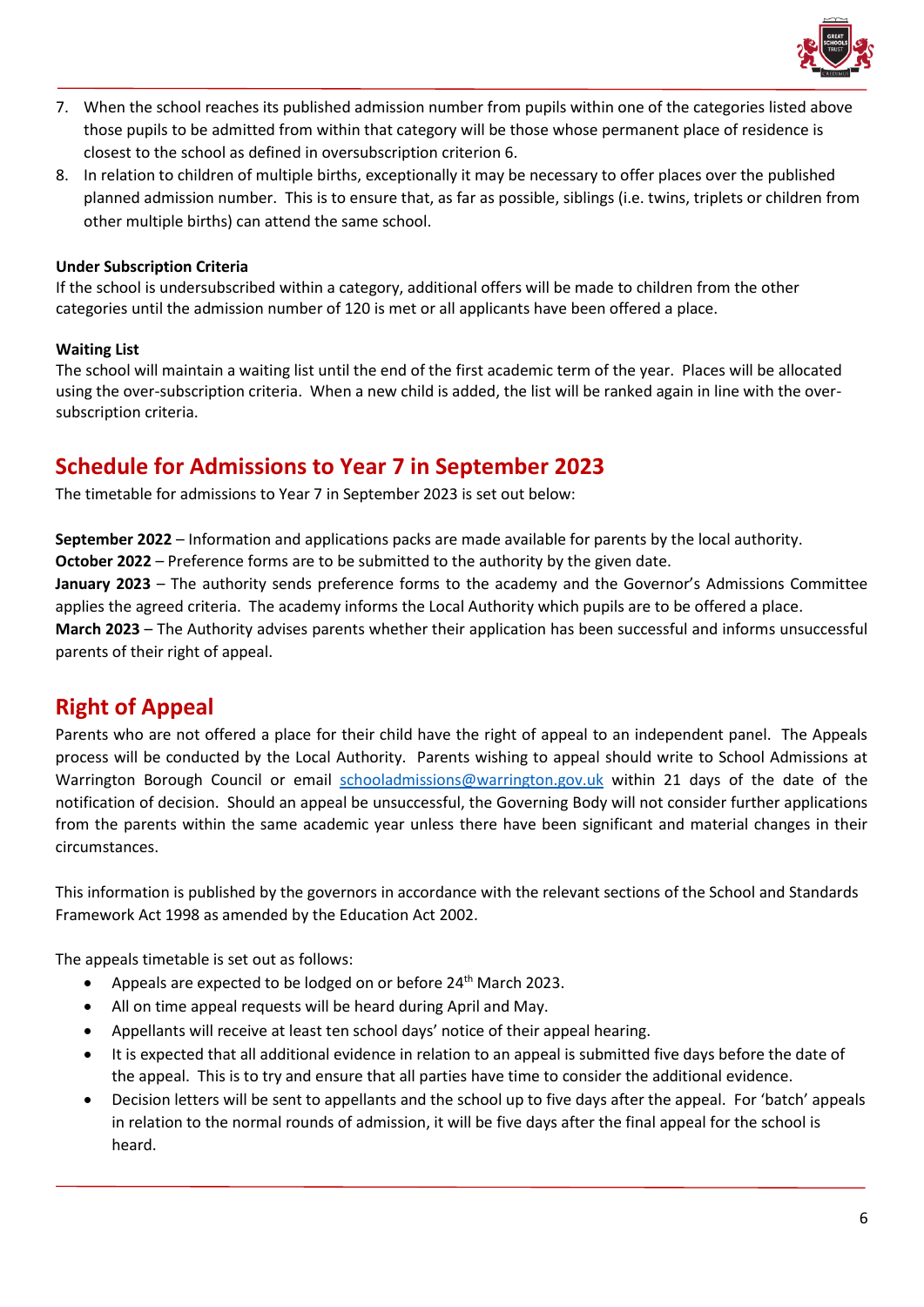7. When the school reaches its published admission number from pupils within one of the categories listed above those pupils to be admitted from within that category will be those whose permanent place of residence is closest to the school as defined in oversubscription criterion 6.
8. In relation to children of multiple births, exceptionally it may be necessary to offer places over the published planned admission number. This is to ensure that, as far as possible, siblings (i.e. twins, triplets or children from other multiple births) can attend the same school.

**Under Subscription Criteria**
If the school is undersubscribed within a category, additional offers will be made to children from the other categories until the admission number of 120 is met or all applicants have been offered a place.

**Waiting List**
The school will maintain a waiting list until the end of the first academic term of the year. Places will be allocated using the over-subscription criteria. When a new child is added, the list will be ranked again in line with the over-subscription criteria.

## Schedule for Admissions to Year 7 in September 2023

The timetable for admissions to Year 7 in September 2023 is set out below:

**September 2022** – Information and applications packs are made available for parents by the local authority.
**October 2022** – Preference forms are to be submitted to the authority by the given date.
**January 2023** – The authority sends preference forms to the academy and the Governor's Admissions Committee applies the agreed criteria. The academy informs the Local Authority which pupils are to be offered a place.
**March 2023** – The Authority advises parents whether their application has been successful and informs unsuccessful parents of their right of appeal.

## Right of Appeal

Parents who are not offered a place for their child have the right of appeal to an independent panel. The Appeals process will be conducted by the Local Authority. Parents wishing to appeal should write to School Admissions at Warrington Borough Council or email schooladmissions@warrington.gov.uk within 21 days of the date of the notification of decision. Should an appeal be unsuccessful, the Governing Body will not consider further applications from the parents within the same academic year unless there have been significant and material changes in their circumstances.

This information is published by the governors in accordance with the relevant sections of the School and Standards Framework Act 1998 as amended by the Education Act 2002.

The appeals timetable is set out as follows:

- Appeals are expected to be lodged on or before 24th March 2023.
- All on time appeal requests will be heard during April and May.
- Appellants will receive at least ten school days' notice of their appeal hearing.
- It is expected that all additional evidence in relation to an appeal is submitted five days before the date of the appeal. This is to try and ensure that all parties have time to consider the additional evidence.
- Decision letters will be sent to appellants and the school up to five days after the appeal. For 'batch' appeals in relation to the normal rounds of admission, it will be five days after the final appeal for the school is heard.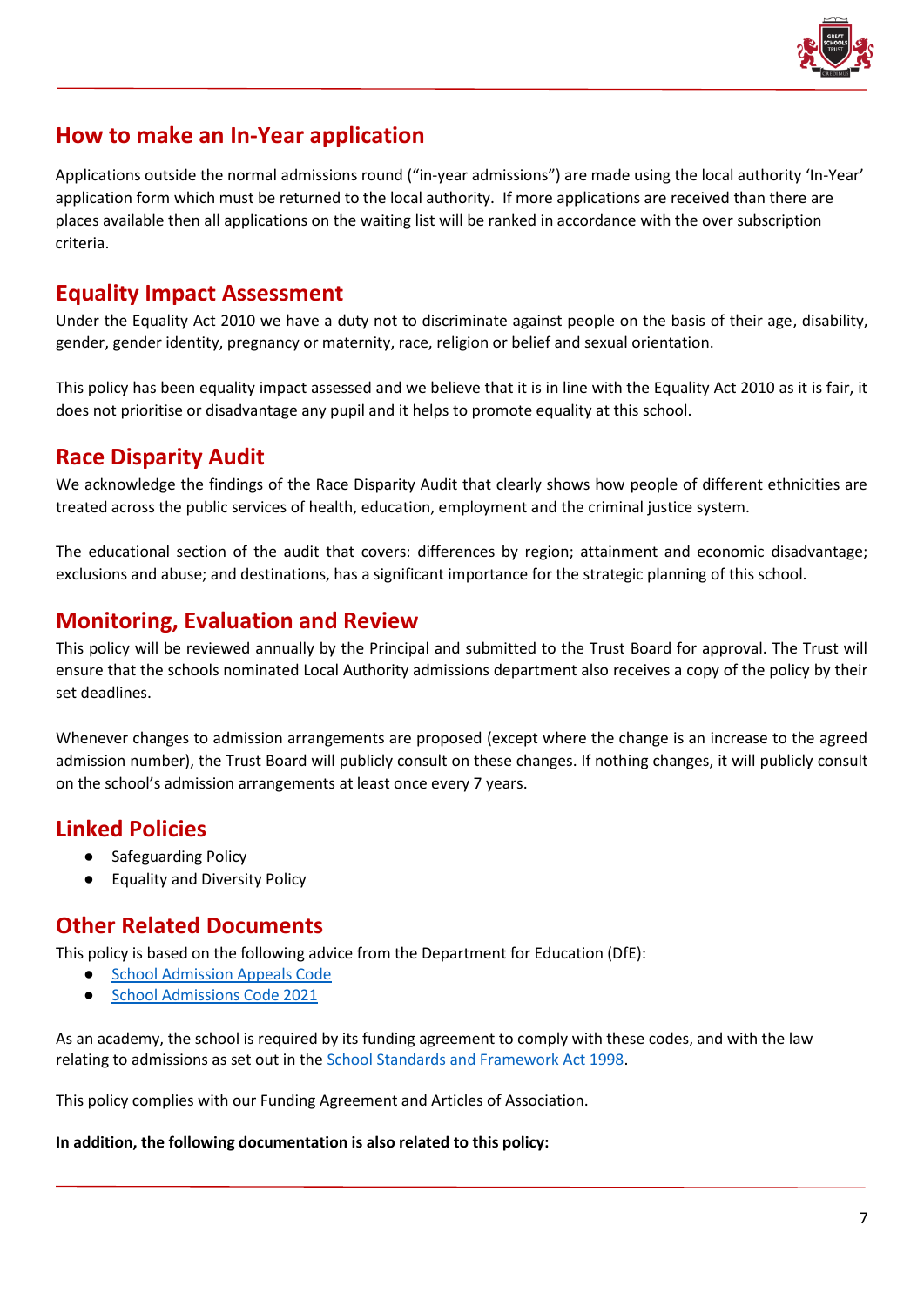## How to make an In-Year application

Applications outside the normal admissions round ("in-year admissions") are made using the local authority 'In-Year' application form which must be returned to the local authority. If more applications are received than there are places available then all applications on the waiting list will be ranked in accordance with the over subscription criteria.

## Equality Impact Assessment

Under the Equality Act 2010 we have a duty not to discriminate against people on the basis of their age, disability, gender, gender identity, pregnancy or maternity, race, religion or belief and sexual orientation.

This policy has been equality impact assessed and we believe that it is in line with the Equality Act 2010 as it is fair, it does not prioritise or disadvantage any pupil and it helps to promote equality at this school.

## Race Disparity Audit

We acknowledge the findings of the Race Disparity Audit that clearly shows how people of different ethnicities are treated across the public services of health, education, employment and the criminal justice system.

The educational section of the audit that covers: differences by region; attainment and economic disadvantage; exclusions and abuse; and destinations, has a significant importance for the strategic planning of this school.

## Monitoring, Evaluation and Review

This policy will be reviewed annually by the Principal and submitted to the Trust Board for approval. The Trust will ensure that the schools nominated Local Authority admissions department also receives a copy of the policy by their set deadlines.

Whenever changes to admission arrangements are proposed (except where the change is an increase to the agreed admission number), the Trust Board will publicly consult on these changes. If nothing changes, it will publicly consult on the school's admission arrangements at least once every 7 years.

## Linked Policies

- Safeguarding Policy
- Equality and Diversity Policy

## Other Related Documents

This policy is based on the following advice from the Department for Education (DfE):

- School Admission Appeals Code
- School Admissions Code 2021

As an academy, the school is required by its funding agreement to comply with these codes, and with the law relating to admissions as set out in the School Standards and Framework Act 1998.

This policy complies with our Funding Agreement and Articles of Association.

**In addition, the following documentation is also related to this policy:**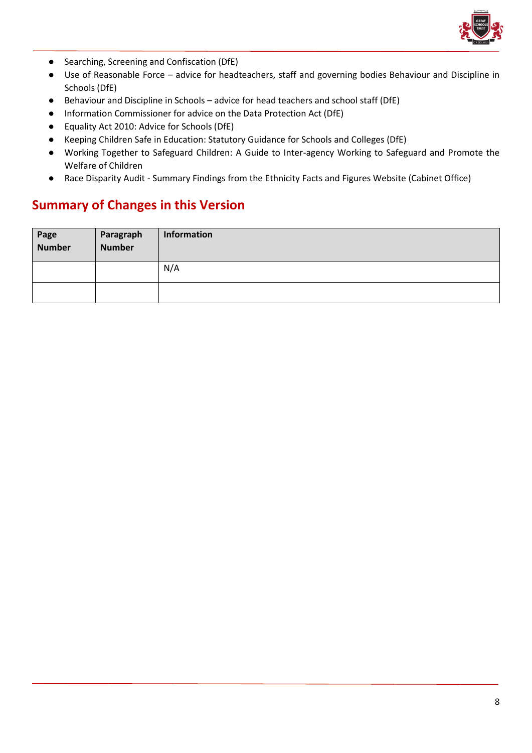- Searching, Screening and Confiscation (DfE)
- Use of Reasonable Force – advice for headteachers, staff and governing bodies Behaviour and Discipline in Schools (DfE)
- Behaviour and Discipline in Schools – advice for head teachers and school staff (DfE)
- Information Commissioner for advice on the Data Protection Act (DfE)
- Equality Act 2010: Advice for Schools (DfE)
- Keeping Children Safe in Education: Statutory Guidance for Schools and Colleges (DfE)
- Working Together to Safeguard Children: A Guide to Inter-agency Working to Safeguard and Promote the Welfare of Children
- Race Disparity Audit - Summary Findings from the Ethnicity Facts and Figures Website (Cabinet Office)

## Summary of Changes in this Version

| Page Number | Paragraph Number | Information |
|---|---|---|
| | | N/A |
| | | |